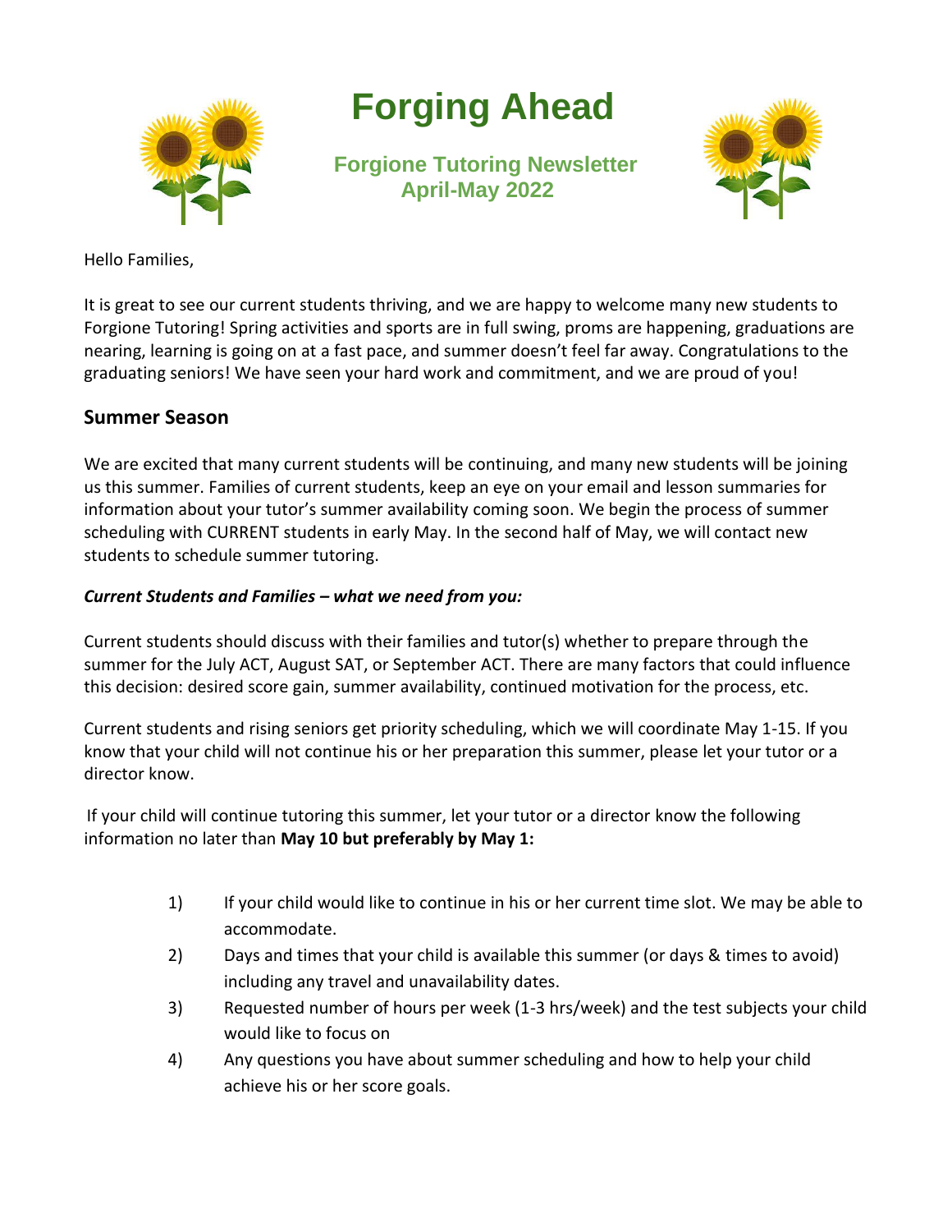# Forging Ahead

## Forgione Tutoring Newsletter
## April-May 2022

Hello Families,

It is great to see our current students thriving, and we are happy to welcome many new students to Forgione Tutoring! Spring activities and sports are in full swing, proms are happening, graduations are nearing, learning is going on at a fast pace, and summer doesn't feel far away. Congratulations to the graduating seniors! We have seen your hard work and commitment, and we are proud of you!

## Summer Season

We are excited that many current students will be continuing, and many new students will be joining us this summer. Families of current students, keep an eye on your email and lesson summaries for information about your tutor's summer availability coming soon. We begin the process of summer scheduling with CURRENT students in early May. In the second half of May, we will contact new students to schedule summer tutoring.

***Current Students and Families – what we need from you:***

Current students should discuss with their families and tutor(s) whether to prepare through the summer for the July ACT, August SAT, or September ACT. There are many factors that could influence this decision: desired score gain, summer availability, continued motivation for the process, etc.

Current students and rising seniors get priority scheduling, which we will coordinate May 1-15. If you know that your child will not continue his or her preparation this summer, please let your tutor or a director know.

If your child will continue tutoring this summer, let your tutor or a director know the following information no later than **May 10 but preferably by May 1:**

1) If your child would like to continue in his or her current time slot. We may be able to accommodate.
2) Days and times that your child is available this summer (or days & times to avoid) including any travel and unavailability dates.
3) Requested number of hours per week (1-3 hrs/week) and the test subjects your child would like to focus on
4) Any questions you have about summer scheduling and how to help your child achieve his or her score goals.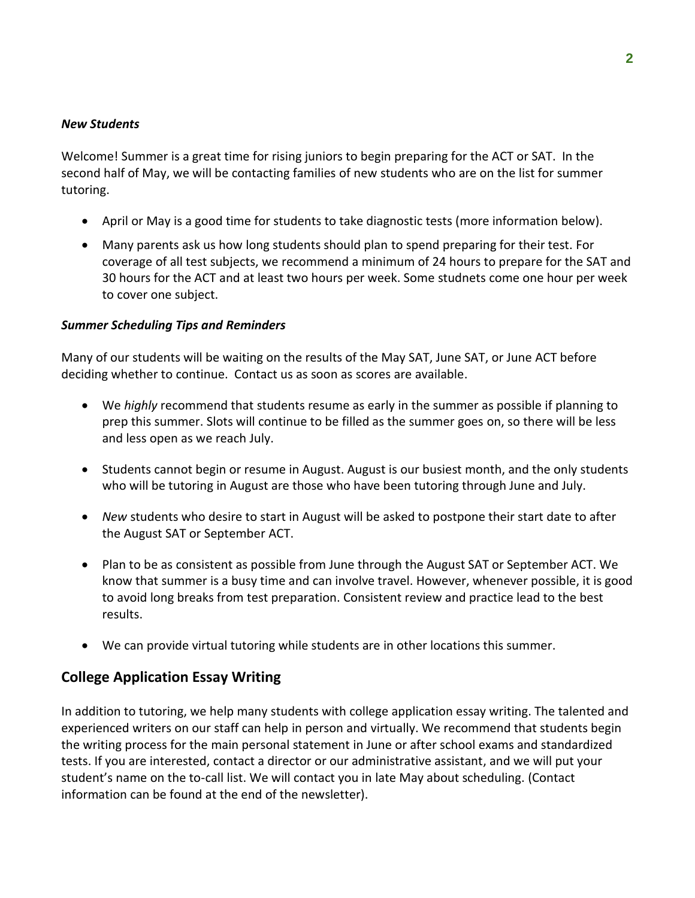***New Students***

Welcome! Summer is a great time for rising juniors to begin preparing for the ACT or SAT. In the second half of May, we will be contacting families of new students who are on the list for summer tutoring.

- April or May is a good time for students to take diagnostic tests (more information below).
- Many parents ask us how long students should plan to spend preparing for their test. For coverage of all test subjects, we recommend a minimum of 24 hours to prepare for the SAT and 30 hours for the ACT and at least two hours per week. Some studnets come one hour per week to cover one subject.

***Summer Scheduling Tips and Reminders***

Many of our students will be waiting on the results of the May SAT, June SAT, or June ACT before deciding whether to continue. Contact us as soon as scores are available.

- We *highly* recommend that students resume as early in the summer as possible if planning to prep this summer. Slots will continue to be filled as the summer goes on, so there will be less and less open as we reach July.
- Students cannot begin or resume in August. August is our busiest month, and the only students who will be tutoring in August are those who have been tutoring through June and July.
- *New* students who desire to start in August will be asked to postpone their start date to after the August SAT or September ACT.
- Plan to be as consistent as possible from June through the August SAT or September ACT. We know that summer is a busy time and can involve travel. However, whenever possible, it is good to avoid long breaks from test preparation. Consistent review and practice lead to the best results.
- We can provide virtual tutoring while students are in other locations this summer.

## College Application Essay Writing

In addition to tutoring, we help many students with college application essay writing. The talented and experienced writers on our staff can help in person and virtually. We recommend that students begin the writing process for the main personal statement in June or after school exams and standardized tests. If you are interested, contact a director or our administrative assistant, and we will put your student's name on the to-call list. We will contact you in late May about scheduling. (Contact information can be found at the end of the newsletter).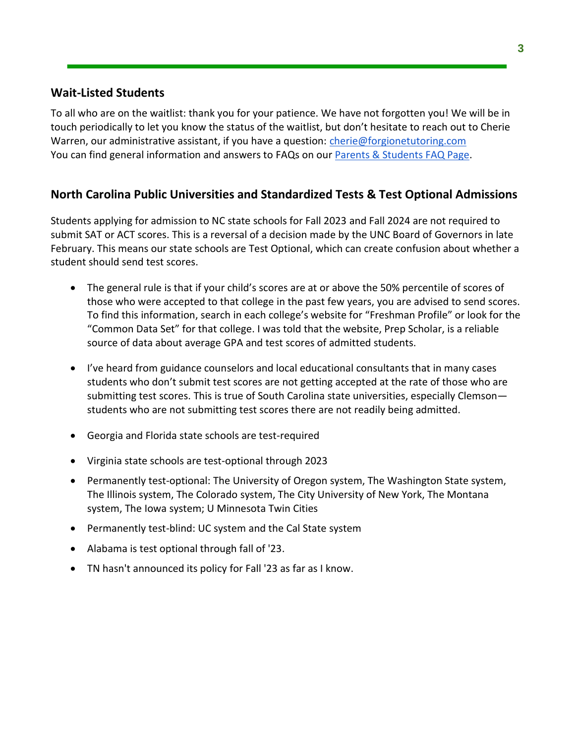## Wait-Listed Students

To all who are on the waitlist: thank you for your patience. We have not forgotten you! We will be in touch periodically to let you know the status of the waitlist, but don't hesitate to reach out to Cherie Warren, our administrative assistant, if you have a question: cherie@forgionetutoring.com
You can find general information and answers to FAQs on our Parents & Students FAQ Page.

## North Carolina Public Universities and Standardized Tests & Test Optional Admissions

Students applying for admission to NC state schools for Fall 2023 and Fall 2024 are not required to submit SAT or ACT scores. This is a reversal of a decision made by the UNC Board of Governors in late February. This means our state schools are Test Optional, which can create confusion about whether a student should send test scores.

- The general rule is that if your child's scores are at or above the 50% percentile of scores of those who were accepted to that college in the past few years, you are advised to send scores. To find this information, search in each college's website for "Freshman Profile" or look for the "Common Data Set" for that college. I was told that the website, Prep Scholar, is a reliable source of data about average GPA and test scores of admitted students.

- I've heard from guidance counselors and local educational consultants that in many cases students who don't submit test scores are not getting accepted at the rate of those who are submitting test scores. This is true of South Carolina state universities, especially Clemson—students who are not submitting test scores there are not readily being admitted.

- Georgia and Florida state schools are test-required

- Virginia state schools are test-optional through 2023

- Permanently test-optional: The University of Oregon system, The Washington State system, The Illinois system, The Colorado system, The City University of New York, The Montana system, The Iowa system; U Minnesota Twin Cities

- Permanently test-blind: UC system and the Cal State system

- Alabama is test optional through fall of '23.

- TN hasn't announced its policy for Fall '23 as far as I know.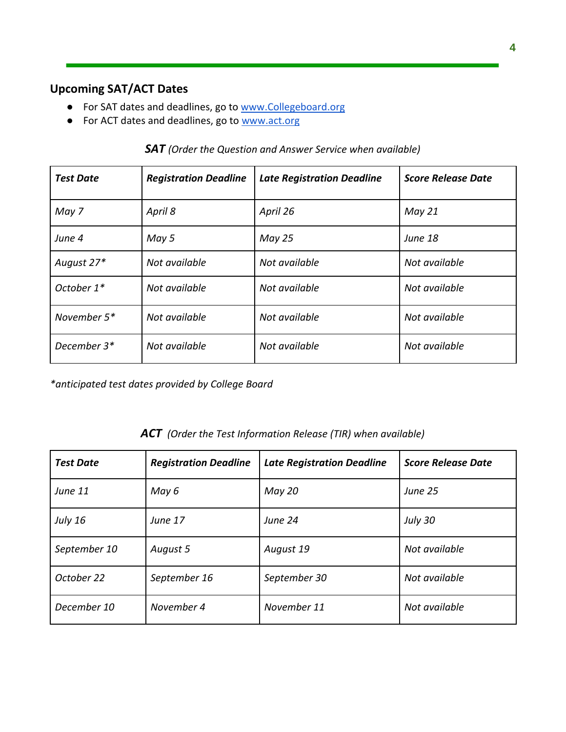## Upcoming SAT/ACT Dates

- For SAT dates and deadlines, go to [www.Collegeboard.org](http://www.Collegeboard.org)
- For ACT dates and deadlines, go to [www.act.org](http://www.act.org)

***SAT*** *(Order the Question and Answer Service when available)*

| ***Test Date*** | ***Registration Deadline*** | ***Late Registration Deadline*** | ***Score Release Date*** |
|---|---|---|---|
| *May 7* | *April 8* | *April 26* | *May 21* |
| *June 4* | *May 5* | *May 25* | *June 18* |
| *August 27** | *Not available* | *Not available* | *Not available* |
| *October 1** | *Not available* | *Not available* | *Not available* |
| *November 5** | *Not available* | *Not available* | *Not available* |
| *December 3** | *Not available* | *Not available* | *Not available* |

**anticipated test dates provided by College Board*

***ACT*** *(Order the Test Information Release (TIR) when available)*

| ***Test Date*** | ***Registration Deadline*** | ***Late Registration Deadline*** | ***Score Release Date*** |
|---|---|---|---|
| *June 11* | *May 6* | *May 20* | *June 25* |
| *July 16* | *June 17* | *June 24* | *July 30* |
| *September 10* | *August 5* | *August 19* | *Not available* |
| *October 22* | *September 16* | *September 30* | *Not available* |
| *December 10* | *November 4* | *November 11* | *Not available* |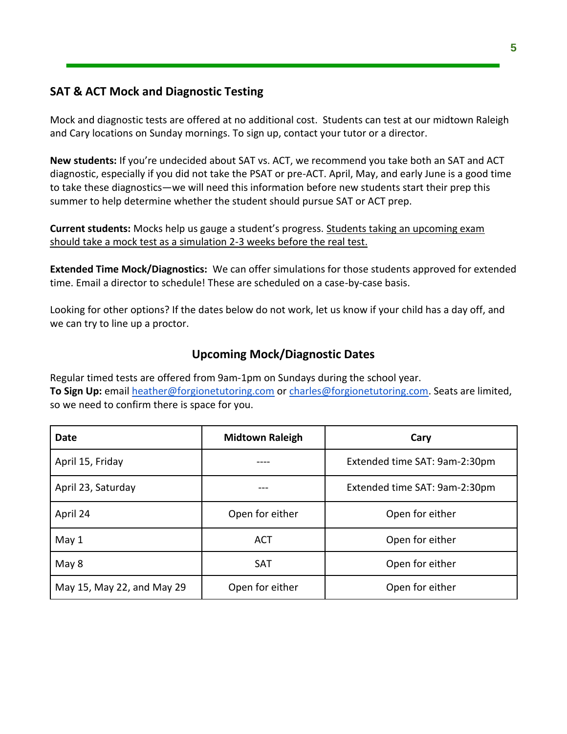## SAT & ACT Mock and Diagnostic Testing

Mock and diagnostic tests are offered at no additional cost. Students can test at our midtown Raleigh and Cary locations on Sunday mornings. To sign up, contact your tutor or a director.

**New students:** If you're undecided about SAT vs. ACT, we recommend you take both an SAT and ACT diagnostic, especially if you did not take the PSAT or pre-ACT. April, May, and early June is a good time to take these diagnostics—we will need this information before new students start their prep this summer to help determine whether the student should pursue SAT or ACT prep.

**Current students:** Mocks help us gauge a student's progress. Students taking an upcoming exam should take a mock test as a simulation 2-3 weeks before the real test.

**Extended Time Mock/Diagnostics:** We can offer simulations for those students approved for extended time. Email a director to schedule! These are scheduled on a case-by-case basis.

Looking for other options? If the dates below do not work, let us know if your child has a day off, and we can try to line up a proctor.

### Upcoming Mock/Diagnostic Dates

Regular timed tests are offered from 9am-1pm on Sundays during the school year.
**To Sign Up:** email heather@forgionetutoring.com or charles@forgionetutoring.com. Seats are limited, so we need to confirm there is space for you.

| Date | Midtown Raleigh | Cary |
|---|---|---|
| April 15, Friday | ---- | Extended time SAT: 9am-2:30pm |
| April 23, Saturday | --- | Extended time SAT: 9am-2:30pm |
| April 24 | Open for either | Open for either |
| May 1 | ACT | Open for either |
| May 8 | SAT | Open for either |
| May 15, May 22, and May 29 | Open for either | Open for either |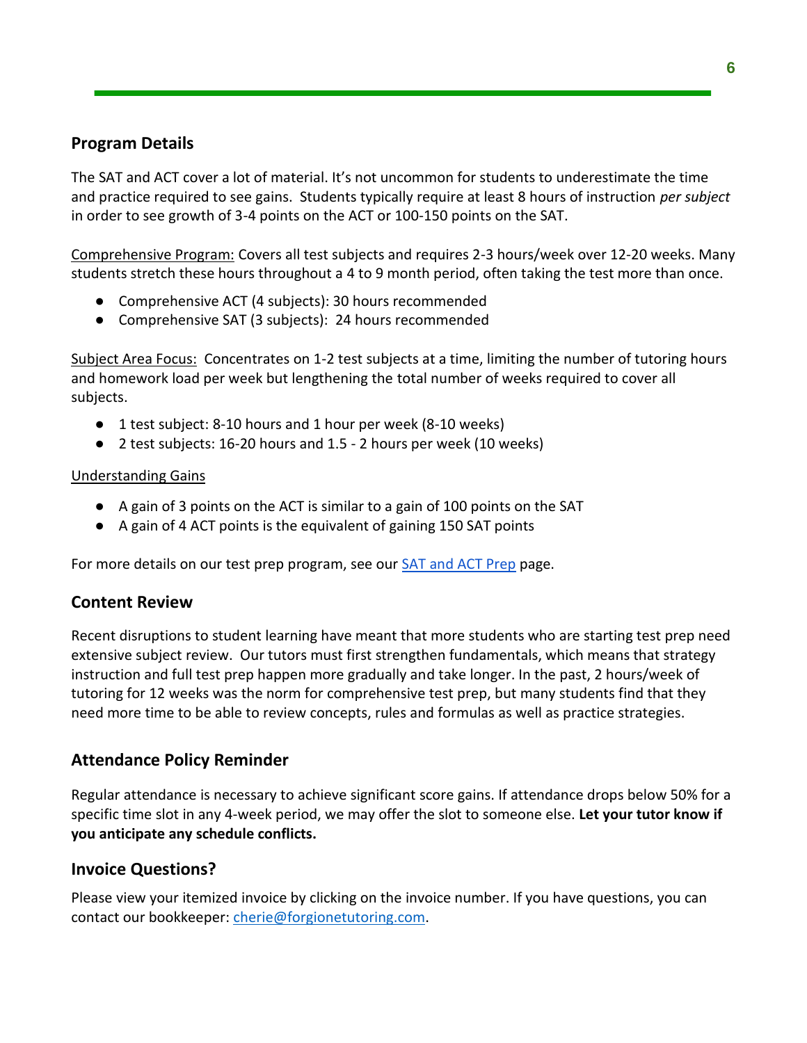## Program Details

The SAT and ACT cover a lot of material. It's not uncommon for students to underestimate the time and practice required to see gains. Students typically require at least 8 hours of instruction *per subject* in order to see growth of 3-4 points on the ACT or 100-150 points on the SAT.

Comprehensive Program: Covers all test subjects and requires 2-3 hours/week over 12-20 weeks. Many students stretch these hours throughout a 4 to 9 month period, often taking the test more than once.

- Comprehensive ACT (4 subjects): 30 hours recommended
- Comprehensive SAT (3 subjects): 24 hours recommended

Subject Area Focus: Concentrates on 1-2 test subjects at a time, limiting the number of tutoring hours and homework load per week but lengthening the total number of weeks required to cover all subjects.

- 1 test subject: 8-10 hours and 1 hour per week (8-10 weeks)
- 2 test subjects: 16-20 hours and 1.5 - 2 hours per week (10 weeks)

Understanding Gains

- A gain of 3 points on the ACT is similar to a gain of 100 points on the SAT
- A gain of 4 ACT points is the equivalent of gaining 150 SAT points

For more details on our test prep program, see our [SAT and ACT Prep] page.

## Content Review

Recent disruptions to student learning have meant that more students who are starting test prep need extensive subject review. Our tutors must first strengthen fundamentals, which means that strategy instruction and full test prep happen more gradually and take longer. In the past, 2 hours/week of tutoring for 12 weeks was the norm for comprehensive test prep, but many students find that they need more time to be able to review concepts, rules and formulas as well as practice strategies.

## Attendance Policy Reminder

Regular attendance is necessary to achieve significant score gains. If attendance drops below 50% for a specific time slot in any 4-week period, we may offer the slot to someone else. **Let your tutor know if you anticipate any schedule conflicts.**

## Invoice Questions?

Please view your itemized invoice by clicking on the invoice number. If you have questions, you can contact our bookkeeper: cherie@forgionetutoring.com.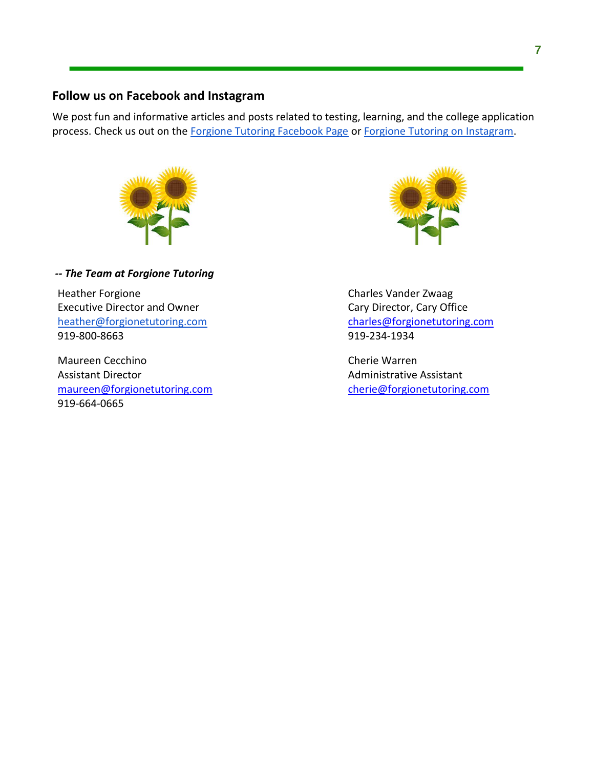## Follow us on Facebook and Instagram

We post fun and informative articles and posts related to testing, learning, and the college application process. Check us out on the Forgione Tutoring Facebook Page or Forgione Tutoring on Instagram.

***-- The Team at Forgione Tutoring***

Heather Forgione
Executive Director and Owner
heather@forgionetutoring.com
919-800-8663

Maureen Cecchino
Assistant Director
maureen@forgionetutoring.com
919-664-0665

Charles Vander Zwaag
Cary Director, Cary Office
charles@forgionetutoring.com
919-234-1934

Cherie Warren
Administrative Assistant
cherie@forgionetutoring.com